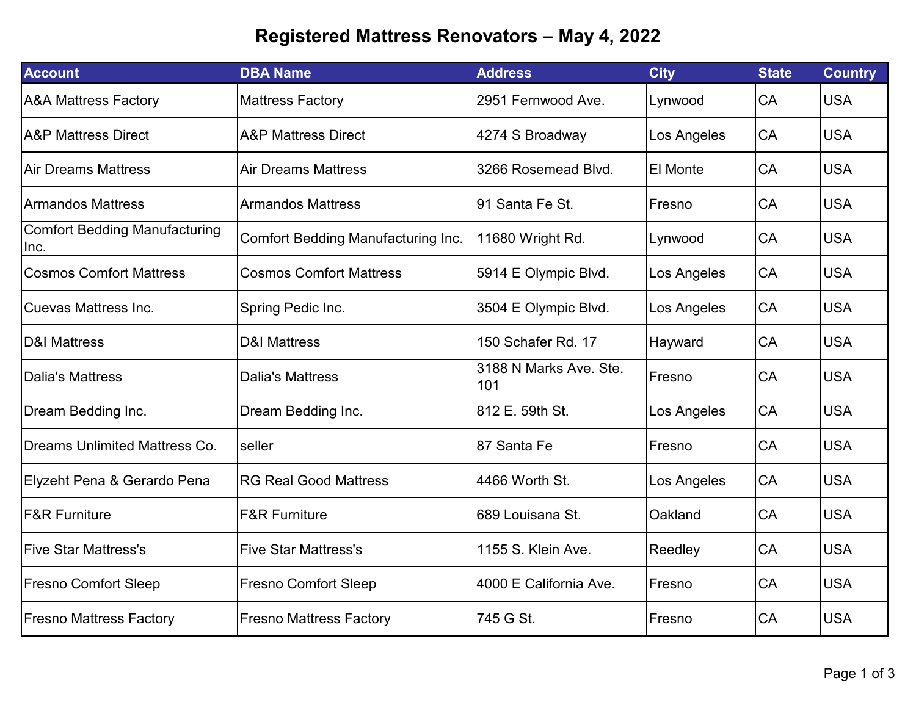# Registered Mattress Renovators – May 4, 2022

| Account | DBA Name | Address | City | State | Country |
|---|---|---|---|---|---|
| A&A Mattress Factory | Mattress Factory | 2951 Fernwood Ave. | Lynwood | CA | USA |
| A&P Mattress Direct | A&P Mattress Direct | 4274 S Broadway | Los Angeles | CA | USA |
| Air Dreams Mattress | Air Dreams Mattress | 3266 Rosemead Blvd. | El Monte | CA | USA |
| Armandos Mattress | Armandos Mattress | 91 Santa Fe St. | Fresno | CA | USA |
| Comfort Bedding Manufacturing Inc. | Comfort Bedding Manufacturing Inc. | 11680 Wright Rd. | Lynwood | CA | USA |
| Cosmos Comfort Mattress | Cosmos Comfort Mattress | 5914 E Olympic Blvd. | Los Angeles | CA | USA |
| Cuevas Mattress Inc. | Spring Pedic Inc. | 3504 E Olympic Blvd. | Los Angeles | CA | USA |
| D&I Mattress | D&I Mattress | 150 Schafer Rd. 17 | Hayward | CA | USA |
| Dalia's Mattress | Dalia's Mattress | 3188 N Marks Ave. Ste. 101 | Fresno | CA | USA |
| Dream Bedding Inc. | Dream Bedding Inc. | 812 E. 59th St. | Los Angeles | CA | USA |
| Dreams Unlimited Mattress Co. | seller | 87 Santa Fe | Fresno | CA | USA |
| Elyzeht Pena & Gerardo Pena | RG Real Good Mattress | 4466 Worth St. | Los Angeles | CA | USA |
| F&R Furniture | F&R Furniture | 689 Louisana St. | Oakland | CA | USA |
| Five Star Mattress's | Five Star Mattress's | 1155 S. Klein Ave. | Reedley | CA | USA |
| Fresno Comfort Sleep | Fresno Comfort Sleep | 4000 E California Ave. | Fresno | CA | USA |
| Fresno Mattress Factory | Fresno Mattress Factory | 745 G St. | Fresno | CA | USA |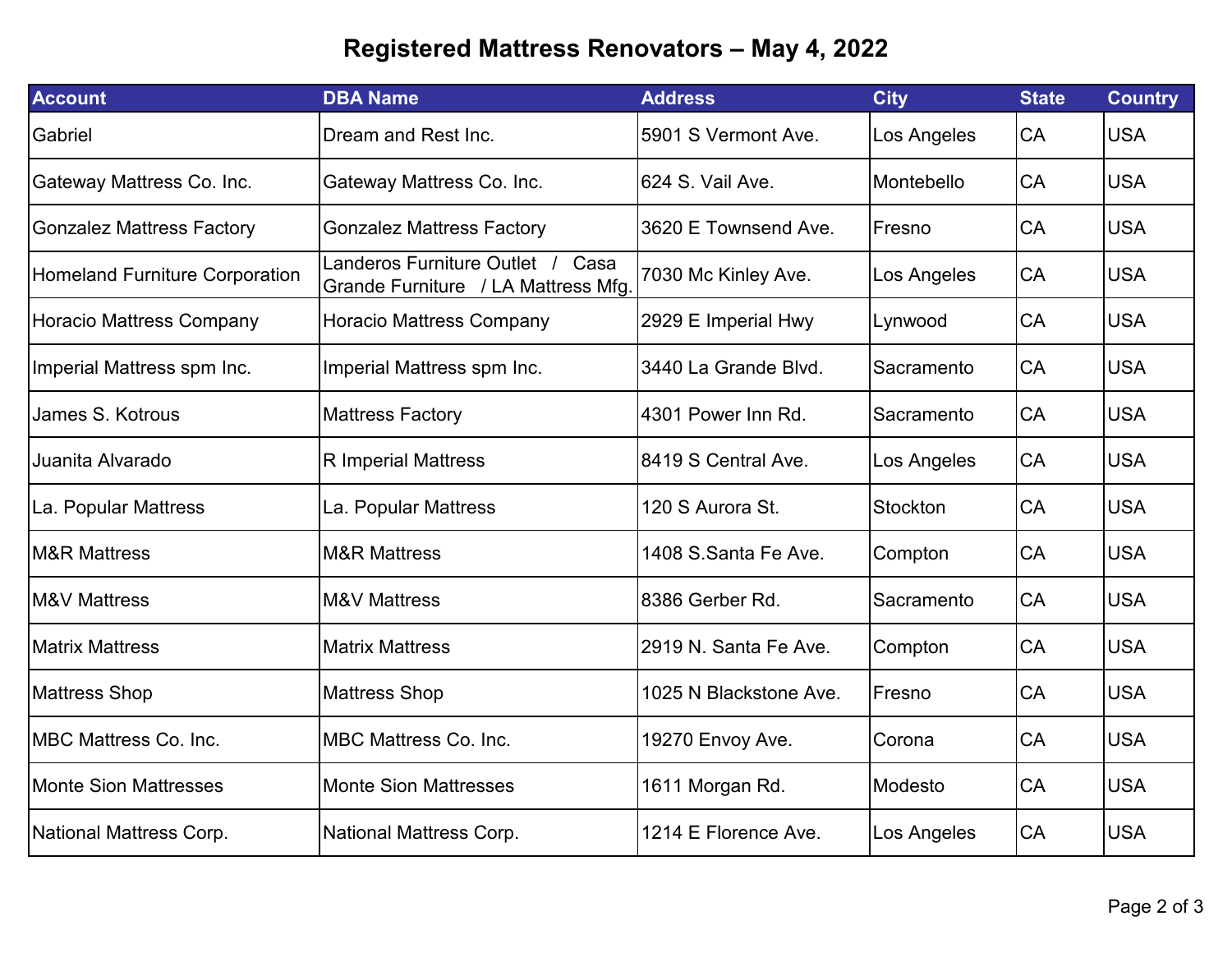# Registered Mattress Renovators – May 4, 2022

| Account | DBA Name | Address | City | State | Country |
|---|---|---|---|---|---|
| Gabriel | Dream and Rest Inc. | 5901 S Vermont Ave. | Los Angeles | CA | USA |
| Gateway Mattress Co. Inc. | Gateway Mattress Co. Inc. | 624 S. Vail Ave. | Montebello | CA | USA |
| Gonzalez Mattress Factory | Gonzalez Mattress Factory | 3620 E Townsend Ave. | Fresno | CA | USA |
| Homeland Furniture Corporation | Landeros Furniture Outlet / Casa Grande Furniture / LA Mattress Mfg. | 7030 Mc Kinley Ave. | Los Angeles | CA | USA |
| Horacio Mattress Company | Horacio Mattress Company | 2929 E Imperial Hwy | Lynwood | CA | USA |
| Imperial Mattress spm Inc. | Imperial Mattress spm Inc. | 3440 La Grande Blvd. | Sacramento | CA | USA |
| James S. Kotrous | Mattress Factory | 4301 Power Inn Rd. | Sacramento | CA | USA |
| Juanita Alvarado | R Imperial Mattress | 8419 S Central Ave. | Los Angeles | CA | USA |
| La. Popular Mattress | La. Popular Mattress | 120 S Aurora St. | Stockton | CA | USA |
| M&R Mattress | M&R Mattress | 1408 S.Santa Fe Ave. | Compton | CA | USA |
| M&V Mattress | M&V Mattress | 8386 Gerber Rd. | Sacramento | CA | USA |
| Matrix Mattress | Matrix Mattress | 2919 N. Santa Fe Ave. | Compton | CA | USA |
| Mattress Shop | Mattress Shop | 1025 N Blackstone Ave. | Fresno | CA | USA |
| MBC Mattress Co. Inc. | MBC Mattress Co. Inc. | 19270 Envoy Ave. | Corona | CA | USA |
| Monte Sion Mattresses | Monte Sion Mattresses | 1611 Morgan Rd. | Modesto | CA | USA |
| National Mattress Corp. | National Mattress Corp. | 1214 E Florence Ave. | Los Angeles | CA | USA |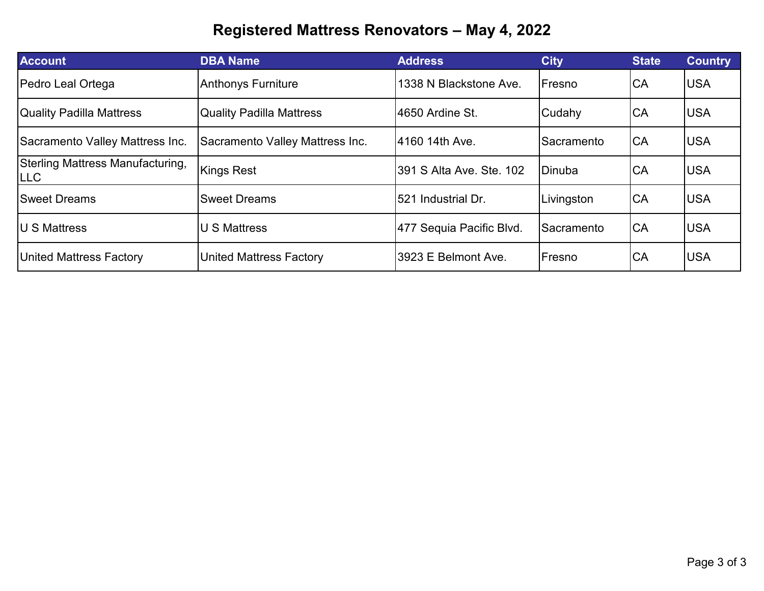# Registered Mattress Renovators – May 4, 2022

| Account | DBA Name | Address | City | State | Country |
|---|---|---|---|---|---|
| Pedro Leal Ortega | Anthonys Furniture | 1338 N Blackstone Ave. | Fresno | CA | USA |
| Quality Padilla Mattress | Quality Padilla Mattress | 4650 Ardine St. | Cudahy | CA | USA |
| Sacramento Valley Mattress Inc. | Sacramento Valley Mattress Inc. | 4160 14th Ave. | Sacramento | CA | USA |
| Sterling Mattress Manufacturing, LLC | Kings Rest | 391 S Alta Ave. Ste. 102 | Dinuba | CA | USA |
| Sweet Dreams | Sweet Dreams | 521 Industrial Dr. | Livingston | CA | USA |
| U S Mattress | U S Mattress | 477 Sequia Pacific Blvd. | Sacramento | CA | USA |
| United Mattress Factory | United Mattress Factory | 3923 E Belmont Ave. | Fresno | CA | USA |